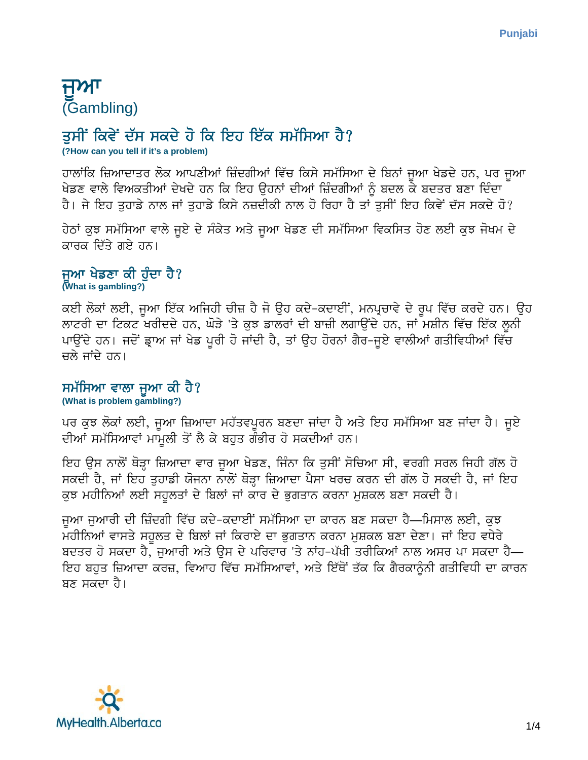# ਜੂਆ
(Gambling)

## ਤੁਸੀਂ ਕਿਵੇਂ ਦੱਸ ਸਕਦੇ ਹੋ ਕਿ ਇਹ ਇੱਕ ਸਮੱਸਿਆ ਹੈ?

**(?How can you tell if it's a problem)**

ਹਾਲਾਂਕਿ ਜ਼ਿਆਦਾਤਰ ਲੋਕ ਆਪਣੀਆਂ ਜ਼ਿੰਦਗੀਆਂ ਵਿੱਚ ਕਿਸੇ ਸਮੱਸਿਆ ਦੇ ਬਿਨਾਂ ਜੂਆ ਖੇਡਦੇ ਹਨ, ਪਰ ਜੂਆ ਖੇਡਣ ਵਾਲੇ ਵਿਅਕਤੀਆਂ ਦੇਖਦੇ ਹਨ ਕਿ ਇਹ ਉਹਨਾਂ ਦੀਆਂ ਜ਼ਿੰਦਗੀਆਂ ਨੂੰ ਬਦਲ ਕੇ ਬਦਤਰ ਬਣਾ ਦਿੰਦਾ ਹੈ। ਜੇ ਇਹ ਤੁਹਾਡੇ ਨਾਲ ਜਾਂ ਤੁਹਾਡੇ ਕਿਸੇ ਨਜ਼ਦੀਕੀ ਨਾਲ ਹੋ ਰਿਹਾ ਹੈ ਤਾਂ ਤੁਸੀਂ ਇਹ ਕਿਵੇਂ ਦੱਸ ਸਕਦੇ ਹੋ?

ਹੇਠਾਂ ਕੁਝ ਸਮੱਸਿਆ ਵਾਲੇ ਜੂਏ ਦੇ ਸੰਕੇਤ ਅਤੇ ਜੂਆ ਖੇਡਣ ਦੀ ਸਮੱਸਿਆ ਵਿਕਸਿਤ ਹੋਣ ਲਈ ਕੁਝ ਜੋਖਮ ਦੇ ਕਾਰਕ ਦਿੱਤੇ ਗਏ ਹਨ।

### ਜੂਆ ਖੇਡਣਾ ਕੀ ਹੁੰਦਾ ਹੈ?

**(What is gambling?)**

ਕਈ ਲੋਕਾਂ ਲਈ, ਜੂਆ ਇੱਕ ਅਜਿਹੀ ਚੀਜ਼ ਹੈ ਜੋ ਉਹ ਕਦੇ-ਕਦਾਈਂ, ਮਨਪ੍ਰਚਾਵੇ ਦੇ ਰੂਪ ਵਿੱਚ ਕਰਦੇ ਹਨ। ਉਹ ਲਾਟਰੀ ਦਾ ਟਿਕਟ ਖਰੀਦਦੇ ਹਨ, ਘੋੜੇ 'ਤੇ ਕੁਝ ਡਾਲਰਾਂ ਦੀ ਬਾਜ਼ੀ ਲਗਾਉਂਦੇ ਹਨ, ਜਾਂ ਮਸ਼ੀਨ ਵਿੱਚ ਇੱਕ ਲੂਨੀ ਪਾਉਂਦੇ ਹਨ। ਜਦੋਂ ਡ੍ਰਾਅ ਜਾਂ ਖੇਡ ਪੂਰੀ ਹੋ ਜਾਂਦੀ ਹੈ, ਤਾਂ ਉਹ ਹੋਰਨਾਂ ਗੈਰ-ਜੂਏ ਵਾਲੀਆਂ ਗਤੀਵਿਧੀਆਂ ਵਿੱਚ ਚਲੇ ਜਾਂਦੇ ਹਨ।

### ਸਮੱਸਿਆ ਵਾਲਾ ਜੂਆ ਕੀ ਹੈ?

**(What is problem gambling?)**

ਪਰ ਕੁਝ ਲੋਕਾਂ ਲਈ, ਜੂਆ ਜ਼ਿਆਦਾ ਮਹੱਤਵਪੂਰਨ ਬਣਦਾ ਜਾਂਦਾ ਹੈ ਅਤੇ ਇਹ ਸਮੱਸਿਆ ਬਣ ਜਾਂਦਾ ਹੈ। ਜੂਏ ਦੀਆਂ ਸਮੱਸਿਆਵਾਂ ਮਾਮੂਲੀ ਤੋਂ ਲੈ ਕੇ ਬਹੁਤ ਗੰਭੀਰ ਹੋ ਸਕਦੀਆਂ ਹਨ।

ਇਹ ਉਸ ਨਾਲੋਂ ਥੋੜ੍ਹਾ ਜ਼ਿਆਦਾ ਵਾਰ ਜੂਆ ਖੇਡਣ, ਜਿੰਨਾ ਕਿ ਤੁਸੀਂ ਸੋਚਿਆ ਸੀ, ਵਰਗੀ ਸਰਲ ਜਿਹੀ ਗੱਲ ਹੋ ਸਕਦੀ ਹੈ, ਜਾਂ ਇਹ ਤੁਹਾਡੀ ਯੋਜਨਾ ਨਾਲੋਂ ਥੋੜ੍ਹਾ ਜ਼ਿਆਦਾ ਪੈਸਾ ਖਰਚ ਕਰਨ ਦੀ ਗੱਲ ਹੋ ਸਕਦੀ ਹੈ, ਜਾਂ ਇਹ ਕੁਝ ਮਹੀਨਿਆਂ ਲਈ ਸਹੂਲਤਾਂ ਦੇ ਬਿਲਾਂ ਜਾਂ ਕਾਰ ਦੇ ਭੁਗਤਾਨ ਕਰਨਾ ਮੁਸ਼ਕਲ ਬਣਾ ਸਕਦੀ ਹੈ।

ਜੂਆ ਜੁਆਰੀ ਦੀ ਜ਼ਿੰਦਗੀ ਵਿੱਚ ਕਦੇ-ਕਦਾਈਂ ਸਮੱਸਿਆ ਦਾ ਕਾਰਨ ਬਣ ਸਕਦਾ ਹੈ—ਮਿਸਾਲ ਲਈ, ਕੁਝ ਮਹੀਨਿਆਂ ਵਾਸਤੇ ਸਹੂਲਤ ਦੇ ਬਿਲਾਂ ਜਾਂ ਕਿਰਾਏ ਦਾ ਭੁਗਤਾਨ ਕਰਨਾ ਮੁਸ਼ਕਲ ਬਣਾ ਦੇਣਾ। ਜਾਂ ਇਹ ਵਧੇਰੇ ਬਦਤਰ ਹੋ ਸਕਦਾ ਹੈ, ਜੁਆਰੀ ਅਤੇ ਉਸ ਦੇ ਪਰਿਵਾਰ 'ਤੇ ਨਾਂਹ-ਪੱਖੀ ਤਰੀਕਿਆਂ ਨਾਲ ਅਸਰ ਪਾ ਸਕਦਾ ਹੈ—ਇਹ ਬਹੁਤ ਜ਼ਿਆਦਾ ਕਰਜ਼, ਵਿਆਹ ਵਿੱਚ ਸਮੱਸਿਆਵਾਂ, ਅਤੇ ਇੱਥੋਂ ਤੱਕ ਕਿ ਗੈਰਕਾਨੂੰਨੀ ਗਤੀਵਿਧੀ ਦਾ ਕਾਰਨ ਬਣ ਸਕਦਾ ਹੈ।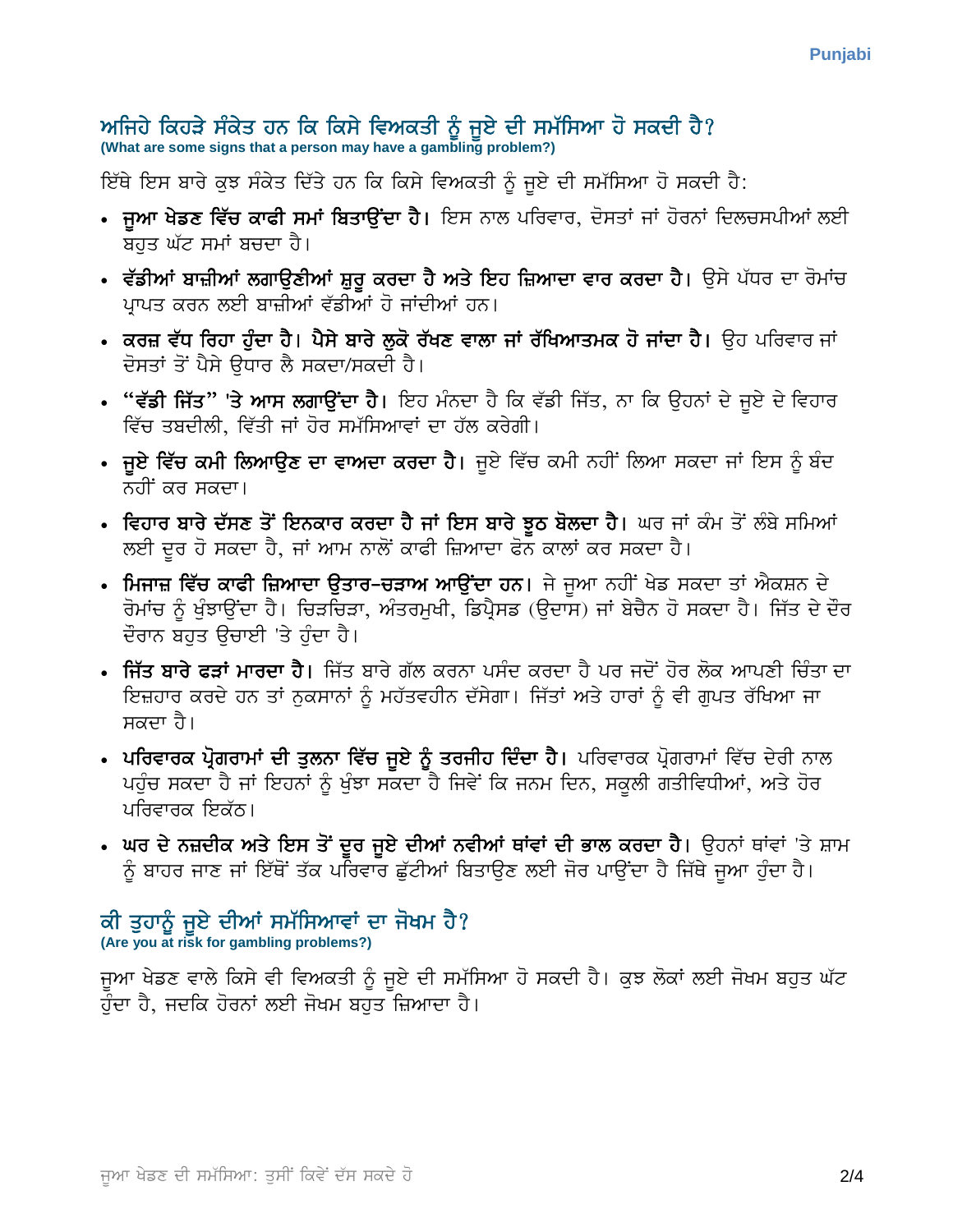## ਅਜਿਹੇ ਕਿਹੜੇ ਸੰਕੇਤ ਹਨ ਕਿ ਕਿਸੇ ਵਿਅਕਤੀ ਨੂੰ ਜੂਏ ਦੀ ਸਮੱਸਿਆ ਹੋ ਸਕਦੀ ਹੈ?

**(What are some signs that a person may have a gambling problem?)**

ਇੱਥੇ ਇਸ ਬਾਰੇ ਕੁਝ ਸੰਕੇਤ ਦਿੱਤੇ ਹਨ ਕਿ ਕਿਸੇ ਵਿਅਕਤੀ ਨੂੰ ਜੂਏ ਦੀ ਸਮੱਸਿਆ ਹੋ ਸਕਦੀ ਹੈ:

- **ਜੂਆ ਖੇਡਣ ਵਿੱਚ ਕਾਫੀ ਸਮਾਂ ਬਿਤਾਉਂਦਾ ਹੈ।** ਇਸ ਨਾਲ ਪਰਿਵਾਰ, ਦੋਸਤਾਂ ਜਾਂ ਹੋਰਨਾਂ ਦਿਲਚਸਪੀਆਂ ਲਈ ਬਹੁਤ ਘੱਟ ਸਮਾਂ ਬਚਦਾ ਹੈ।
- **ਵੱਡੀਆਂ ਬਾਜ਼ੀਆਂ ਲਗਾਉਣੀਆਂ ਸ਼ੁਰੂ ਕਰਦਾ ਹੈ ਅਤੇ ਇਹ ਜ਼ਿਆਦਾ ਵਾਰ ਕਰਦਾ ਹੈ।** ਉਸੇ ਪੱਧਰ ਦਾ ਰੋਮਾਂਚ ਪ੍ਰਾਪਤ ਕਰਨ ਲਈ ਬਾਜ਼ੀਆਂ ਵੱਡੀਆਂ ਹੋ ਜਾਂਦੀਆਂ ਹਨ।
- **ਕਰਜ਼ ਵੱਧ ਰਿਹਾ ਹੁੰਦਾ ਹੈ। ਪੈਸੇ ਬਾਰੇ ਲੁਕੋ ਰੱਖਣ ਵਾਲਾ ਜਾਂ ਰੱਖਿਆਤਮਕ ਹੋ ਜਾਂਦਾ ਹੈ।** ਉਹ ਪਰਿਵਾਰ ਜਾਂ ਦੋਸਤਾਂ ਤੋਂ ਪੈਸੇ ਉਧਾਰ ਲੈ ਸਕਦਾ/ਸਕਦੀ ਹੈ।
- **"ਵੱਡੀ ਜਿੱਤ" 'ਤੇ ਆਸ ਲਗਾਉਂਦਾ ਹੈ।** ਇਹ ਮੰਨਦਾ ਹੈ ਕਿ ਵੱਡੀ ਜਿੱਤ, ਨਾ ਕਿ ਉਹਨਾਂ ਦੇ ਜੂਏ ਦੇ ਵਿਹਾਰ ਵਿੱਚ ਤਬਦੀਲੀ, ਵਿੱਤੀ ਜਾਂ ਹੋਰ ਸਮੱਸਿਆਵਾਂ ਦਾ ਹੱਲ ਕਰੇਗੀ।
- **ਜੂਏ ਵਿੱਚ ਕਮੀ ਲਿਆਉਣ ਦਾ ਵਾਅਦਾ ਕਰਦਾ ਹੈ।** ਜੂਏ ਵਿੱਚ ਕਮੀ ਨਹੀਂ ਲਿਆ ਸਕਦਾ ਜਾਂ ਇਸ ਨੂੰ ਬੰਦ ਨਹੀਂ ਕਰ ਸਕਦਾ।
- **ਵਿਹਾਰ ਬਾਰੇ ਦੱਸਣ ਤੋਂ ਇਨਕਾਰ ਕਰਦਾ ਹੈ ਜਾਂ ਇਸ ਬਾਰੇ ਝੂਠ ਬੋਲਦਾ ਹੈ।** ਘਰ ਜਾਂ ਕੰਮ ਤੋਂ ਲੰਬੇ ਸਮਿਆਂ ਲਈ ਦੂਰ ਹੋ ਸਕਦਾ ਹੈ, ਜਾਂ ਆਮ ਨਾਲੋਂ ਕਾਫੀ ਜ਼ਿਆਦਾ ਫੋਨ ਕਾਲਾਂ ਕਰ ਸਕਦਾ ਹੈ।
- **ਮਿਜਾਜ਼ ਵਿੱਚ ਕਾਫੀ ਜ਼ਿਆਦਾ ਉਤਾਰ-ਚੜ੍ਹਾਅ ਆਉਂਦਾ ਹਨ।** ਜੇ ਜੂਆ ਨਹੀਂ ਖੇਡ ਸਕਦਾ ਤਾਂ ਐਕਸ਼ਨ ਦੇ ਰੋਮਾਂਚ ਨੂੰ ਖੁੰਝਾਉਂਦਾ ਹੈ। ਚਿੜਚਿੜਾ, ਅੰਤਰਮੁਖੀ, ਡਿਪ੍ਰੈਸਡ (ਉਦਾਸ) ਜਾਂ ਬੇਚੈਨ ਹੋ ਸਕਦਾ ਹੈ। ਜਿੱਤ ਦੇ ਦੌਰ ਦੌਰਾਨ ਬਹੁਤ ਉਚਾਈ 'ਤੇ ਹੁੰਦਾ ਹੈ।
- **ਜਿੱਤ ਬਾਰੇ ਫੜਾਂ ਮਾਰਦਾ ਹੈ।** ਜਿੱਤ ਬਾਰੇ ਗੱਲ ਕਰਨਾ ਪਸੰਦ ਕਰਦਾ ਹੈ ਪਰ ਜਦੋਂ ਹੋਰ ਲੋਕ ਆਪਣੀ ਚਿੰਤਾ ਦਾ ਇਜ਼ਹਾਰ ਕਰਦੇ ਹਨ ਤਾਂ ਨੁਕਸਾਨਾਂ ਨੂੰ ਮਹੱਤਵਹੀਨ ਦੱਸੇਗਾ। ਜਿੱਤਾਂ ਅਤੇ ਹਾਰਾਂ ਨੂੰ ਵੀ ਗੁਪਤ ਰੱਖਿਆ ਜਾ ਸਕਦਾ ਹੈ।
- **ਪਰਿਵਾਰਕ ਪ੍ਰੋਗਰਾਮਾਂ ਦੀ ਤੁਲਨਾ ਵਿੱਚ ਜੂਏ ਨੂੰ ਤਰਜੀਹ ਦਿੰਦਾ ਹੈ।** ਪਰਿਵਾਰਕ ਪ੍ਰੋਗਰਾਮਾਂ ਵਿੱਚ ਦੇਰੀ ਨਾਲ ਪਹੁੰਚ ਸਕਦਾ ਹੈ ਜਾਂ ਇਹਨਾਂ ਨੂੰ ਖੁੰਝਾ ਸਕਦਾ ਹੈ ਜਿਵੇਂ ਕਿ ਜਨਮ ਦਿਨ, ਸਕੂਲੀ ਗਤੀਵਿਧੀਆਂ, ਅਤੇ ਹੋਰ ਪਰਿਵਾਰਕ ਇਕੱਠ।
- **ਘਰ ਦੇ ਨਜ਼ਦੀਕ ਅਤੇ ਇਸ ਤੋਂ ਦੂਰ ਜੂਏ ਦੀਆਂ ਨਵੀਆਂ ਥਾਂਵਾਂ ਦੀ ਭਾਲ ਕਰਦਾ ਹੈ।** ਉਹਨਾਂ ਥਾਂਵਾਂ 'ਤੇ ਸ਼ਾਮ ਨੂੰ ਬਾਹਰ ਜਾਣ ਜਾਂ ਇੱਥੋਂ ਤੱਕ ਪਰਿਵਾਰ ਛੁੱਟੀਆਂ ਬਿਤਾਉਣ ਲਈ ਜੋਰ ਪਾਉਂਦਾ ਹੈ ਜਿੱਥੇ ਜੂਆ ਹੁੰਦਾ ਹੈ।

## ਕੀ ਤੁਹਾਨੂੰ ਜੂਏ ਦੀਆਂ ਸਮੱਸਿਆਵਾਂ ਦਾ ਜੋਖਮ ਹੈ?

**(Are you at risk for gambling problems?)**

ਜੂਆ ਖੇਡਣ ਵਾਲੇ ਕਿਸੇ ਵੀ ਵਿਅਕਤੀ ਨੂੰ ਜੂਏ ਦੀ ਸਮੱਸਿਆ ਹੋ ਸਕਦੀ ਹੈ। ਕੁਝ ਲੋਕਾਂ ਲਈ ਜੋਖਮ ਬਹੁਤ ਘੱਟ ਹੁੰਦਾ ਹੈ, ਜਦਕਿ ਹੋਰਨਾਂ ਲਈ ਜੋਖਮ ਬਹੁਤ ਜ਼ਿਆਦਾ ਹੈ।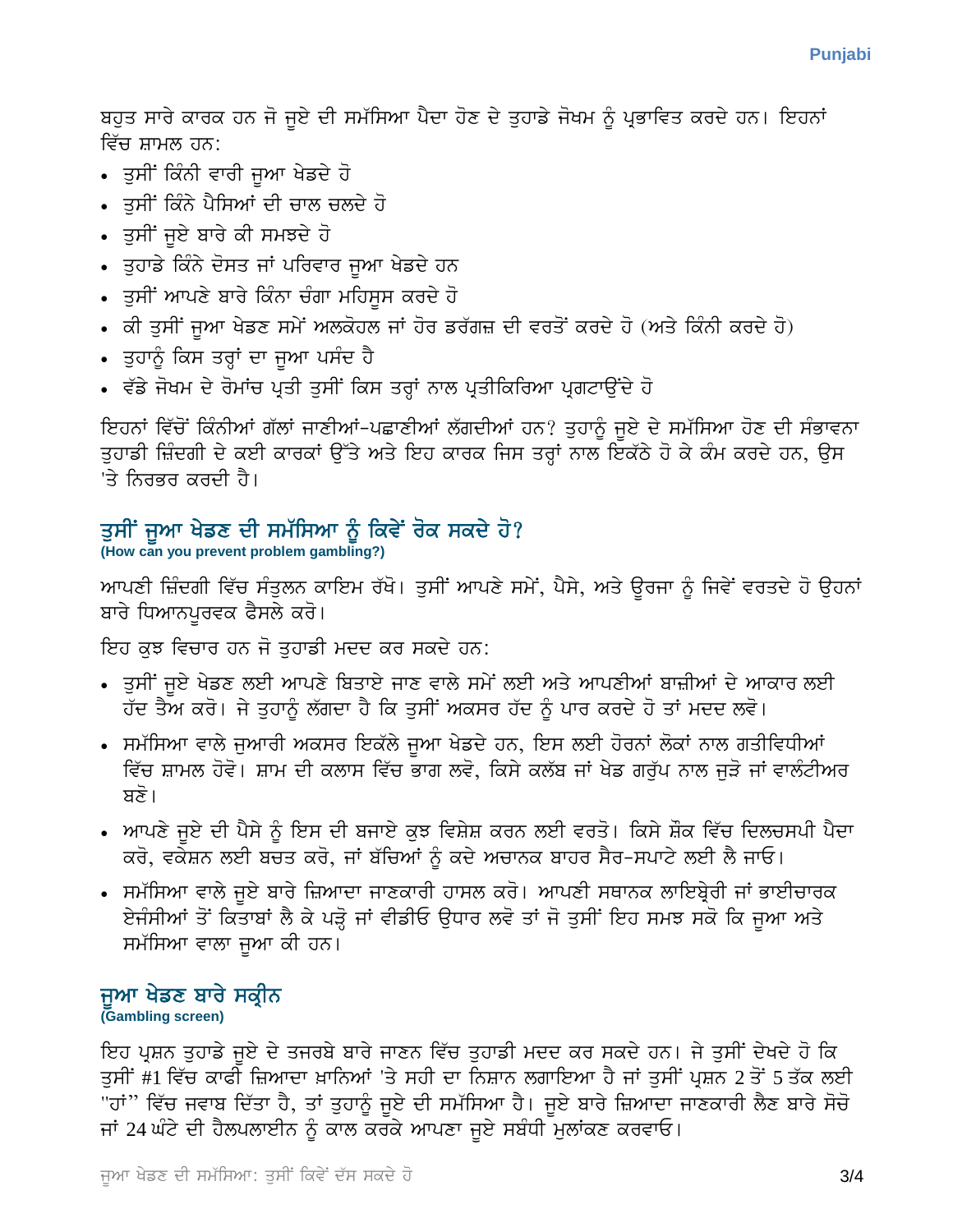ਬਹੁਤ ਸਾਰੇ ਕਾਰਕ ਹਨ ਜੋ ਜੂਏ ਦੀ ਸਮੱਸਿਆ ਪੈਦਾ ਹੋਣ ਦੇ ਤੁਹਾਡੇ ਜੋਖਮ ਨੂੰ ਪ੍ਰਭਾਵਿਤ ਕਰਦੇ ਹਨ। ਇਹਨਾਂ ਵਿੱਚ ਸ਼ਾਮਲ ਹਨ:

- ਤੁਸੀਂ ਕਿੰਨੀ ਵਾਰੀ ਜੂਆ ਖੇਡਦੇ ਹੋ
- ਤੁਸੀਂ ਕਿੰਨੇ ਪੈਸਿਆਂ ਦੀ ਚਾਲ ਚਲਦੇ ਹੋ
- ਤੁਸੀਂ ਜੂਏ ਬਾਰੇ ਕੀ ਸਮਝਦੇ ਹੋ
- ਤੁਹਾਡੇ ਕਿੰਨੇ ਦੋਸਤ ਜਾਂ ਪਰਿਵਾਰ ਜੂਆ ਖੇਡਦੇ ਹਨ
- ਤੁਸੀਂ ਆਪਣੇ ਬਾਰੇ ਕਿੰਨਾ ਚੰਗਾ ਮਹਿਸੂਸ ਕਰਦੇ ਹੋ
- ਕੀ ਤੁਸੀਂ ਜੂਆ ਖੇਡਣ ਸਮੇਂ ਅਲਕੋਹਲ ਜਾਂ ਹੋਰ ਡਰੱਗਜ਼ ਦੀ ਵਰਤੋਂ ਕਰਦੇ ਹੋ (ਅਤੇ ਕਿੰਨੀ ਕਰਦੇ ਹੋ)
- ਤੁਹਾਨੂੰ ਕਿਸ ਤਰ੍ਹਾਂ ਦਾ ਜੂਆ ਪਸੰਦ ਹੈ
- ਵੱਡੇ ਜੋਖਮ ਦੇ ਰੋਮਾਂਚ ਪ੍ਰਤੀ ਤੁਸੀਂ ਕਿਸ ਤਰ੍ਹਾਂ ਨਾਲ ਪ੍ਰਤੀਕਿਰਿਆ ਪ੍ਰਗਟਾਉਂਦੇ ਹੋ

ਇਹਨਾਂ ਵਿੱਚੋਂ ਕਿੰਨੀਆਂ ਗੱਲਾਂ ਜਾਣੀਆਂ-ਪਛਾਣੀਆਂ ਲੱਗਦੀਆਂ ਹਨ? ਤੁਹਾਨੂੰ ਜੂਏ ਦੇ ਸਮੱਸਿਆ ਹੋਣ ਦੀ ਸੰਭਾਵਨਾ ਤੁਹਾਡੀ ਜ਼ਿੰਦਗੀ ਦੇ ਕਈ ਕਾਰਕਾਂ ਉੱਤੇ ਅਤੇ ਇਹ ਕਾਰਕ ਜਿਸ ਤਰ੍ਹਾਂ ਨਾਲ ਇਕੱਠੇ ਹੋ ਕੇ ਕੰਮ ਕਰਦੇ ਹਨ, ਉਸ 'ਤੇ ਨਿਰਭਰ ਕਰਦੀ ਹੈ।

## ਤੁਸੀਂ ਜੂਆ ਖੇਡਣ ਦੀ ਸਮੱਸਿਆ ਨੂੰ ਕਿਵੇਂ ਰੋਕ ਸਕਦੇ ਹੋ?

**(How can you prevent problem gambling?)**

ਆਪਣੀ ਜ਼ਿੰਦਗੀ ਵਿੱਚ ਸੰਤੁਲਨ ਕਾਇਮ ਰੱਖੋ। ਤੁਸੀਂ ਆਪਣੇ ਸਮੇਂ, ਪੈਸੇ, ਅਤੇ ਊਰਜਾ ਨੂੰ ਜਿਵੇਂ ਵਰਤਦੇ ਹੋ ਉਹਨਾਂ ਬਾਰੇ ਧਿਆਨਪੂਰਵਕ ਫੈਸਲੇ ਕਰੋ।

ਇਹ ਕੁਝ ਵਿਚਾਰ ਹਨ ਜੋ ਤੁਹਾਡੀ ਮਦਦ ਕਰ ਸਕਦੇ ਹਨ:

- ਤੁਸੀਂ ਜੂਏ ਖੇਡਣ ਲਈ ਆਪਣੇ ਬਿਤਾਏ ਜਾਣ ਵਾਲੇ ਸਮੇਂ ਲਈ ਅਤੇ ਆਪਣੀਆਂ ਬਾਜ਼ੀਆਂ ਦੇ ਆਕਾਰ ਲਈ ਹੱਦ ਤੈਅ ਕਰੋ। ਜੇ ਤੁਹਾਨੂੰ ਲੱਗਦਾ ਹੈ ਕਿ ਤੁਸੀਂ ਅਕਸਰ ਹੱਦ ਨੂੰ ਪਾਰ ਕਰਦੇ ਹੋ ਤਾਂ ਮਦਦ ਲਵੋ।
- ਸਮੱਸਿਆ ਵਾਲੇ ਜੁਆਰੀ ਅਕਸਰ ਇਕੱਲੇ ਜੂਆ ਖੇਡਦੇ ਹਨ, ਇਸ ਲਈ ਹੋਰਨਾਂ ਲੋਕਾਂ ਨਾਲ ਗਤੀਵਿਧੀਆਂ ਵਿੱਚ ਸ਼ਾਮਲ ਹੋਵੋ। ਸ਼ਾਮ ਦੀ ਕਲਾਸ ਵਿੱਚ ਭਾਗ ਲਵੋ, ਕਿਸੇ ਕਲੱਬ ਜਾਂ ਖੇਡ ਗਰੁੱਪ ਨਾਲ ਜੁੜੋ ਜਾਂ ਵਾਲੰਟੀਅਰ ਬਣੋ।
- ਆਪਣੇ ਜੂਏ ਦੀ ਪੈਸੇ ਨੂੰ ਇਸ ਦੀ ਬਜਾਏ ਕੁਝ ਵਿਸ਼ੇਸ਼ ਕਰਨ ਲਈ ਵਰਤੋ। ਕਿਸੇ ਸ਼ੌਕ ਵਿੱਚ ਦਿਲਚਸਪੀ ਪੈਦਾ ਕਰੋ, ਵਕੇਸ਼ਨ ਲਈ ਬਚਤ ਕਰੋ, ਜਾਂ ਬੱਚਿਆਂ ਨੂੰ ਕਦੇ ਅਚਾਨਕ ਬਾਹਰ ਸੈਰ-ਸਪਾਟੇ ਲਈ ਲੈ ਜਾਓ।
- ਸਮੱਸਿਆ ਵਾਲੇ ਜੂਏ ਬਾਰੇ ਜ਼ਿਆਦਾ ਜਾਣਕਾਰੀ ਹਾਸਲ ਕਰੋ। ਆਪਣੀ ਸਥਾਨਕ ਲਾਇਬ੍ਰੇਰੀ ਜਾਂ ਭਾਈਚਾਰਕ ਏਜੰਸੀਆਂ ਤੋਂ ਕਿਤਾਬਾਂ ਲੈ ਕੇ ਪੜ੍ਹੋ ਜਾਂ ਵੀਡੀਓ ਉਧਾਰ ਲਵੋ ਤਾਂ ਜੋ ਤੁਸੀਂ ਇਹ ਸਮਝ ਸਕੋ ਕਿ ਜੂਆ ਅਤੇ ਸਮੱਸਿਆ ਵਾਲਾ ਜੂਆ ਕੀ ਹਨ।

## ਜੂਆ ਖੇਡਣ ਬਾਰੇ ਸਕ੍ਰੀਨ

**(Gambling screen)**

ਇਹ ਪ੍ਰਸ਼ਨ ਤੁਹਾਡੇ ਜੂਏ ਦੇ ਤਜਰਬੇ ਬਾਰੇ ਜਾਣਨ ਵਿੱਚ ਤੁਹਾਡੀ ਮਦਦ ਕਰ ਸਕਦੇ ਹਨ। ਜੇ ਤੁਸੀਂ ਦੇਖਦੇ ਹੋ ਕਿ ਤੁਸੀਂ #1 ਵਿੱਚ ਕਾਫੀ ਜ਼ਿਆਦਾ ਖ਼ਾਨਿਆਂ 'ਤੇ ਸਹੀ ਦਾ ਨਿਸ਼ਾਨ ਲਗਾਇਆ ਹੈ ਜਾਂ ਤੁਸੀਂ ਪ੍ਰਸ਼ਨ 2 ਤੋਂ 5 ਤੱਕ ਲਈ "ਹਾਂ" ਵਿੱਚ ਜਵਾਬ ਦਿੱਤਾ ਹੈ, ਤਾਂ ਤੁਹਾਨੂੰ ਜੂਏ ਦੀ ਸਮੱਸਿਆ ਹੈ। ਜੂਏ ਬਾਰੇ ਜ਼ਿਆਦਾ ਜਾਣਕਾਰੀ ਲੈਣ ਬਾਰੇ ਸੋਚੋ ਜਾਂ 24 ਘੰਟੇ ਦੀ ਹੈਲਪਲਾਈਨ ਨੂੰ ਕਾਲ ਕਰਕੇ ਆਪਣਾ ਜੂਏ ਸਬੰਧੀ ਮੁਲਾਂਕਣ ਕਰਵਾਓ।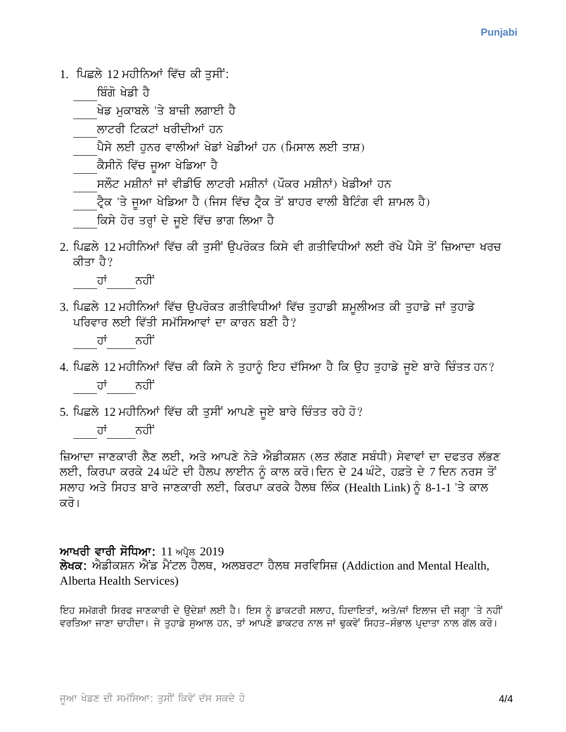1. ਪਿਛਲੇ 12 ਮਹੀਨਿਆਂ ਵਿੱਚ ਕੀ ਤੁਸੀਂ:

    ____ ਬਿੰਗੋ ਖੇਡੀ ਹੈ

    ____ ਖੇਡ ਮੁਕਾਬਲੇ 'ਤੇ ਬਾਜ਼ੀ ਲਗਾਈ ਹੈ

    ____ ਲਾਟਰੀ ਟਿਕਟਾਂ ਖਰੀਦੀਆਂ ਹਨ

    ____ ਪੈਸੇ ਲਈ ਹੁਨਰ ਵਾਲੀਆਂ ਖੇਡਾਂ ਖੇਡੀਆਂ ਹਨ (ਮਿਸਾਲ ਲਈ ਤਾਸ਼)

    ____ ਕੈਸੀਨੋ ਵਿੱਚ ਜੂਆ ਖੇਡਿਆ ਹੈ

    ____ ਸਲੌਟ ਮਸ਼ੀਨਾਂ ਜਾਂ ਵੀਡੀਓ ਲਾਟਰੀ ਮਸ਼ੀਨਾਂ (ਪੌਕਰ ਮਸ਼ੀਨਾਂ) ਖੇਡੀਆਂ ਹਨ

    ____ ਟ੍ਰੈਕ 'ਤੇ ਜੂਆ ਖੇਡਿਆ ਹੈ (ਜਿਸ ਵਿੱਚ ਟ੍ਰੈਕ ਤੋਂ ਬਾਹਰ ਵਾਲੀ ਬੈਟਿੰਗ ਵੀ ਸ਼ਾਮਲ ਹੈ)

    ____ ਕਿਸੇ ਹੋਰ ਤਰ੍ਹਾਂ ਦੇ ਜੂਏ ਵਿੱਚ ਭਾਗ ਲਿਆ ਹੈ

2. ਪਿਛਲੇ 12 ਮਹੀਨਿਆਂ ਵਿੱਚ ਕੀ ਤੁਸੀਂ ਉਪਰੋਕਤ ਕਿਸੇ ਵੀ ਗਤੀਵਿਧੀਆਂ ਲਈ ਰੱਖੇ ਪੈਸੇ ਤੋਂ ਜ਼ਿਆਦਾ ਖਰਚ ਕੀਤਾ ਹੈ?

    ____ ਹਾਂ ____ ਨਹੀਂ

3. ਪਿਛਲੇ 12 ਮਹੀਨਿਆਂ ਵਿੱਚ ਉਪਰੋਕਤ ਗਤੀਵਿਧੀਆਂ ਵਿੱਚ ਤੁਹਾਡੀ ਸ਼ਮੂਲੀਅਤ ਕੀ ਤੁਹਾਡੇ ਜਾਂ ਤੁਹਾਡੇ ਪਰਿਵਾਰ ਲਈ ਵਿੱਤੀ ਸਮੱਸਿਆਵਾਂ ਦਾ ਕਾਰਨ ਬਣੀ ਹੈ?

    ____ ਹਾਂ ____ ਨਹੀਂ

4. ਪਿਛਲੇ 12 ਮਹੀਨਿਆਂ ਵਿੱਚ ਕੀ ਕਿਸੇ ਨੇ ਤੁਹਾਨੂੰ ਇਹ ਦੱਸਿਆ ਹੈ ਕਿ ਉਹ ਤੁਹਾਡੇ ਜੂਏ ਬਾਰੇ ਚਿੰਤਤ ਹਨ?

    ____ ਹਾਂ ____ ਨਹੀਂ

5. ਪਿਛਲੇ 12 ਮਹੀਨਿਆਂ ਵਿੱਚ ਕੀ ਤੁਸੀਂ ਆਪਣੇ ਜੂਏ ਬਾਰੇ ਚਿੰਤਤ ਰਹੇ ਹੋ?

    ____ ਹਾਂ ____ ਨਹੀਂ

ਜ਼ਿਆਦਾ ਜਾਣਕਾਰੀ ਲੈਣ ਲਈ, ਅਤੇ ਆਪਣੇ ਨੇੜੇ ਐਡੀਕਸ਼ਨ (ਲਤ ਲੱਗਣ ਸਬੰਧੀ) ਸੇਵਾਵਾਂ ਦਾ ਦਫਤਰ ਲੱਭਣ ਲਈ, ਕਿਰਪਾ ਕਰਕੇ 24 ਘੰਟੇ ਦੀ ਹੈਲਪ ਲਾਈਨ ਨੂੰ ਕਾਲ ਕਰੋ। ਦਿਨ ਦੇ 24 ਘੰਟੇ, ਹਫ਼ਤੇ ਦੇ 7 ਦਿਨ ਨਰਸ ਤੋਂ ਸਲਾਹ ਅਤੇ ਸਿਹਤ ਬਾਰੇ ਜਾਣਕਾਰੀ ਲਈ, ਕਿਰਪਾ ਕਰਕੇ ਹੈਲਥ ਲਿੰਕ (Health Link) ਨੂੰ 8-1-1 'ਤੇ ਕਾਲ ਕਰੋ।

**ਆਖਰੀ ਵਾਰੀ ਸੋਧਿਆ:** 11 ਅਪ੍ਰੈਲ 2019
**ਲੇਖਕ:** ਐਡੀਕਸ਼ਨ ਐਂਡ ਮੈਂਟਲ ਹੈਲਥ, ਅਲਬਰਟਾ ਹੈਲਥ ਸਰਵਿਸਿਜ਼ (Addiction and Mental Health, Alberta Health Services)

ਇਹ ਸਮੱਗਰੀ ਸਿਰਫ ਜਾਣਕਾਰੀ ਦੇ ਉਦੇਸ਼ਾਂ ਲਈ ਹੈ। ਇਸ ਨੂੰ ਡਾਕਟਰੀ ਸਲਾਹ, ਹਿਦਾਇਤਾਂ, ਅਤੇ/ਜਾਂ ਇਲਾਜ ਦੀ ਜਗ੍ਹਾ 'ਤੇ ਨਹੀਂ ਵਰਤਿਆ ਜਾਣਾ ਚਾਹੀਦਾ। ਜੇ ਤੁਹਾਡੇ ਸੁਆਲ ਹਨ, ਤਾਂ ਆਪਣੇ ਡਾਕਟਰ ਨਾਲ ਜਾਂ ਢੁਕਵੇਂ ਸਿਹਤ-ਸੰਭਾਲ ਪ੍ਰਦਾਤਾ ਨਾਲ ਗੱਲ ਕਰੋ।